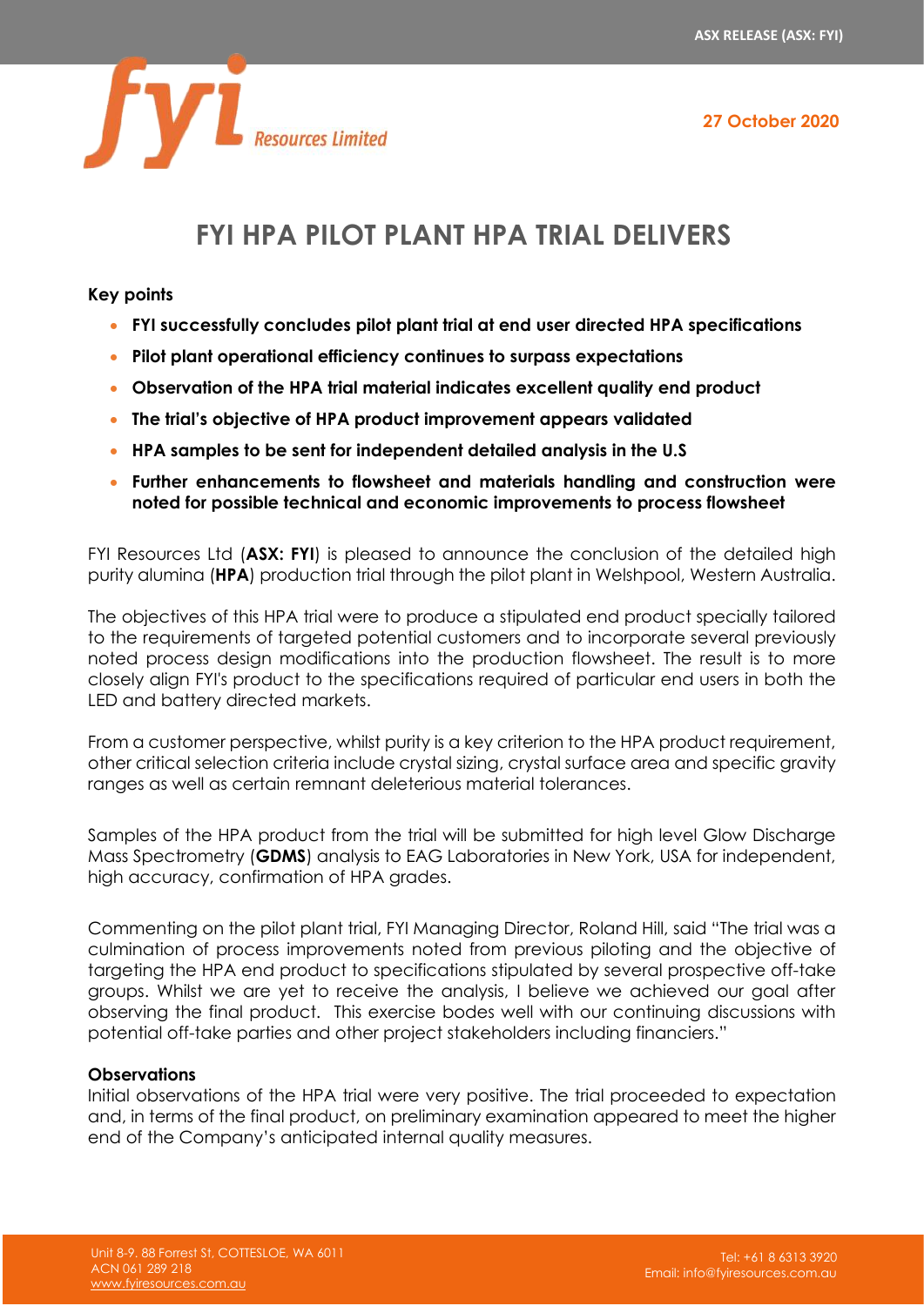27 October 2020

# FYI HPA PILOT PLANT HPA TRIAL DELIVERS

**Key points**

- **FYI successfully concludes pilot plant trial at end user directed HPA specifications**
- **Pilot plant operational efficiency continues to surpass expectations**
- **Observation of the HPA trial material indicates excellent quality end product**
- **The trial's objective of HPA product improvement appears validated**
- **HPA samples to be sent for independent detailed analysis in the U.S**
- **Further enhancements to flowsheet and materials handling and construction were noted for possible technical and economic improvements to process flowsheet**

FYI Resources Ltd (**ASX: FYI**) is pleased to announce the conclusion of the detailed high purity alumina (**HPA**) production trial through the pilot plant in Welshpool, Western Australia.

The objectives of this HPA trial were to produce a stipulated end product specially tailored to the requirements of targeted potential customers and to incorporate several previously noted process design modifications into the production flowsheet. The result is to more closely align FYI's product to the specifications required of particular end users in both the LED and battery directed markets.

From a customer perspective, whilst purity is a key criterion to the HPA product requirement, other critical selection criteria include crystal sizing, crystal surface area and specific gravity ranges as well as certain remnant deleterious material tolerances.

Samples of the HPA product from the trial will be submitted for high level Glow Discharge Mass Spectrometry (**GDMS**) analysis to EAG Laboratories in New York, USA for independent, high accuracy, confirmation of HPA grades.

Commenting on the pilot plant trial, FYI Managing Director, Roland Hill, said "The trial was a culmination of process improvements noted from previous piloting and the objective of targeting the HPA end product to specifications stipulated by several prospective off-take groups. Whilst we are yet to receive the analysis, I believe we achieved our goal after observing the final product. This exercise bodes well with our continuing discussions with potential off-take parties and other project stakeholders including financiers."

**Observations**

Initial observations of the HPA trial were very positive. The trial proceeded to expectation and, in terms of the final product, on preliminary examination appeared to meet the higher end of the Company's anticipated internal quality measures.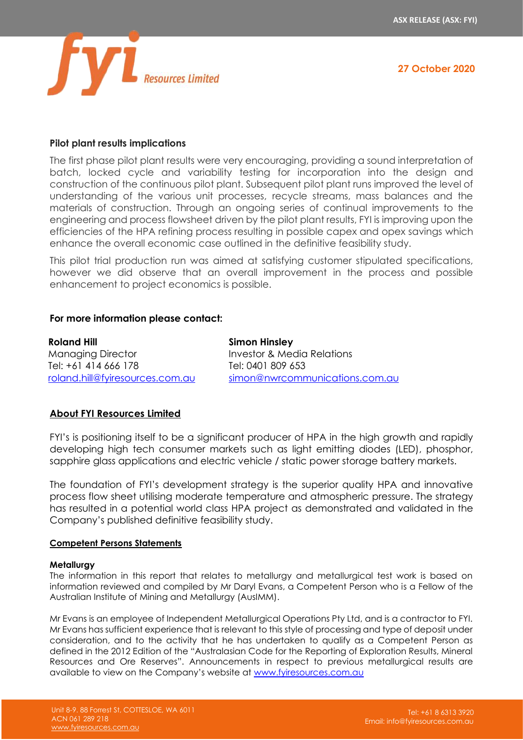### Pilot plant results implications

The first phase pilot plant results were very encouraging, providing a sound interpretation of batch, locked cycle and variability testing for incorporation into the design and construction of the continuous pilot plant. Subsequent pilot plant runs improved the level of understanding of the various unit processes, recycle streams, mass balances and the materials of construction. Through an ongoing series of continual improvements to the engineering and process flowsheet driven by the pilot plant results, FYI is improving upon the efficiencies of the HPA refining process resulting in possible capex and opex savings which enhance the overall economic case outlined in the definitive feasibility study.

This pilot trial production run was aimed at satisfying customer stipulated specifications, however we did observe that an overall improvement in the process and possible enhancement to project economics is possible.

### For more information please contact:

**Roland Hill**
Managing Director
Tel: +61 414 666 178
roland.hill@fyiresources.com.au

**Simon Hinsley**
Investor & Media Relations
Tel: 0401 809 653
simon@nwrcommunications.com.au

### About FYI Resources Limited

FYI's is positioning itself to be a significant producer of HPA in the high growth and rapidly developing high tech consumer markets such as light emitting diodes (LED), phosphor, sapphire glass applications and electric vehicle / static power storage battery markets.

The foundation of FYI's development strategy is the superior quality HPA and innovative process flow sheet utilising moderate temperature and atmospheric pressure. The strategy has resulted in a potential world class HPA project as demonstrated and validated in the Company's published definitive feasibility study.

#### Competent Persons Statements

**Metallurgy**

The information in this report that relates to metallurgy and metallurgical test work is based on information reviewed and compiled by Mr Daryl Evans, a Competent Person who is a Fellow of the Australian Institute of Mining and Metallurgy (AusIMM).

Mr Evans is an employee of Independent Metallurgical Operations Pty Ltd, and is a contractor to FYI. Mr Evans has sufficient experience that is relevant to this style of processing and type of deposit under consideration, and to the activity that he has undertaken to qualify as a Competent Person as defined in the 2012 Edition of the "Australasian Code for the Reporting of Exploration Results, Mineral Resources and Ore Reserves". Announcements in respect to previous metallurgical results are available to view on the Company's website at www.fyiresources.com.au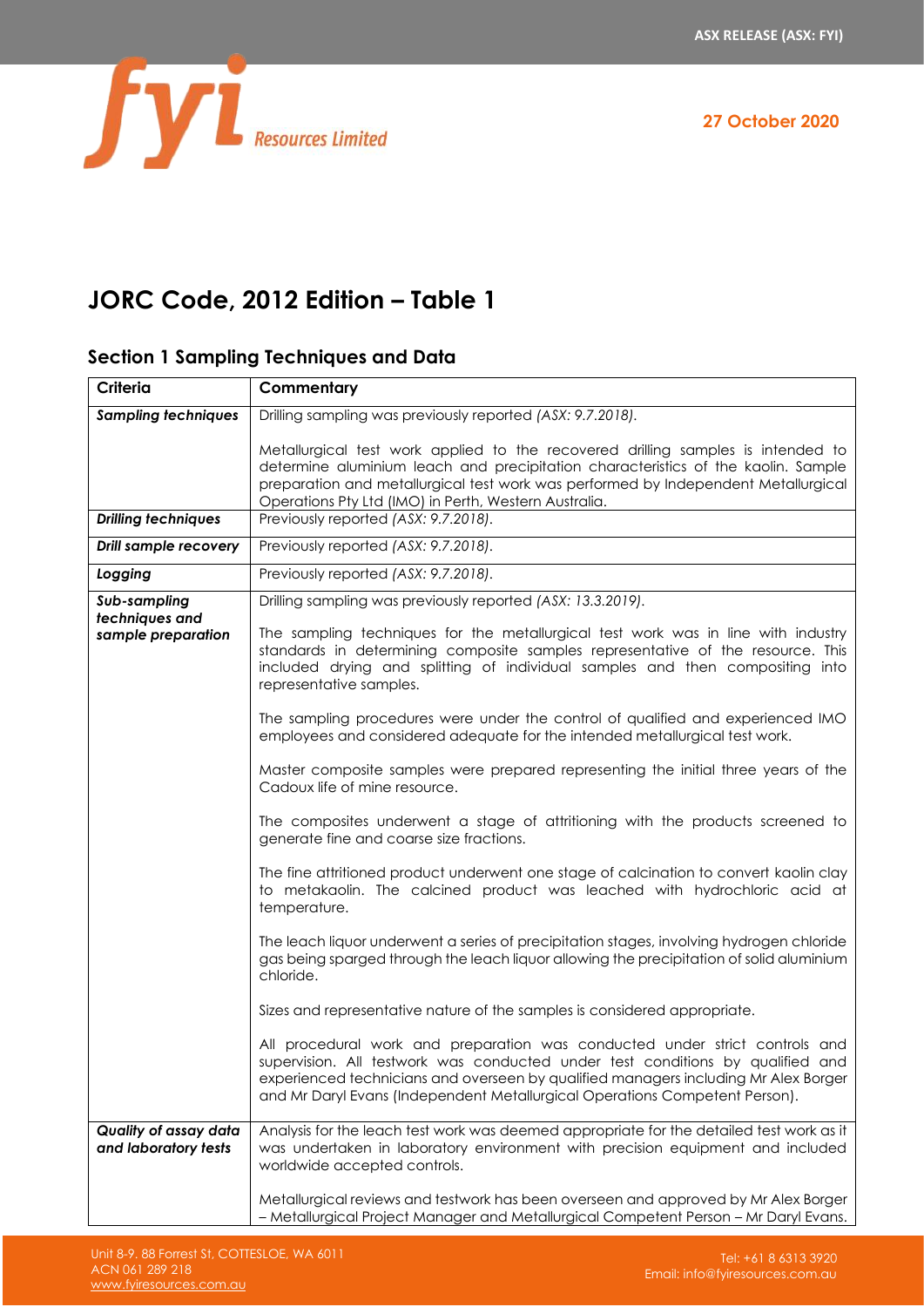## JORC Code, 2012 Edition – Table 1

### Section 1 Sampling Techniques and Data

| Criteria | Commentary |
|---|---|
| ***Sampling techniques*** | Drilling sampling was previously reported *(ASX: 9.7.2018).*<br><br>Metallurgical test work applied to the recovered drilling samples is intended to determine aluminium leach and precipitation characteristics of the kaolin. Sample preparation and metallurgical test work was performed by Independent Metallurgical Operations Pty Ltd (IMO) in Perth, Western Australia. |
| ***Drilling techniques*** | Previously reported *(ASX: 9.7.2018).* |
| ***Drill sample recovery*** | Previously reported *(ASX: 9.7.2018).* |
| ***Logging*** | Previously reported *(ASX: 9.7.2018).* |
| ***Sub-sampling techniques and sample preparation*** | Drilling sampling was previously reported *(ASX: 13.3.2019).*<br><br>The sampling techniques for the metallurgical test work was in line with industry standards in determining composite samples representative of the resource. This included drying and splitting of individual samples and then compositing into representative samples.<br><br>The sampling procedures were under the control of qualified and experienced IMO employees and considered adequate for the intended metallurgical test work.<br><br>Master composite samples were prepared representing the initial three years of the Cadoux life of mine resource.<br><br>The composites underwent a stage of attritioning with the products screened to generate fine and coarse size fractions.<br><br>The fine attritioned product underwent one stage of calcination to convert kaolin clay to metakaolin. The calcined product was leached with hydrochloric acid at temperature.<br><br>The leach liquor underwent a series of precipitation stages, involving hydrogen chloride gas being sparged through the leach liquor allowing the precipitation of solid aluminium chloride.<br><br>Sizes and representative nature of the samples is considered appropriate.<br><br>All procedural work and preparation was conducted under strict controls and supervision. All testwork was conducted under test conditions by qualified and experienced technicians and overseen by qualified managers including Mr Alex Borger and Mr Daryl Evans (Independent Metallurgical Operations Competent Person). |
| ***Quality of assay data and laboratory tests*** | Analysis for the leach test work was deemed appropriate for the detailed test work as it was undertaken in laboratory environment with precision equipment and included worldwide accepted controls.<br><br>Metallurgical reviews and testwork has been overseen and approved by Mr Alex Borger – Metallurgical Project Manager and Metallurgical Competent Person – Mr Daryl Evans. |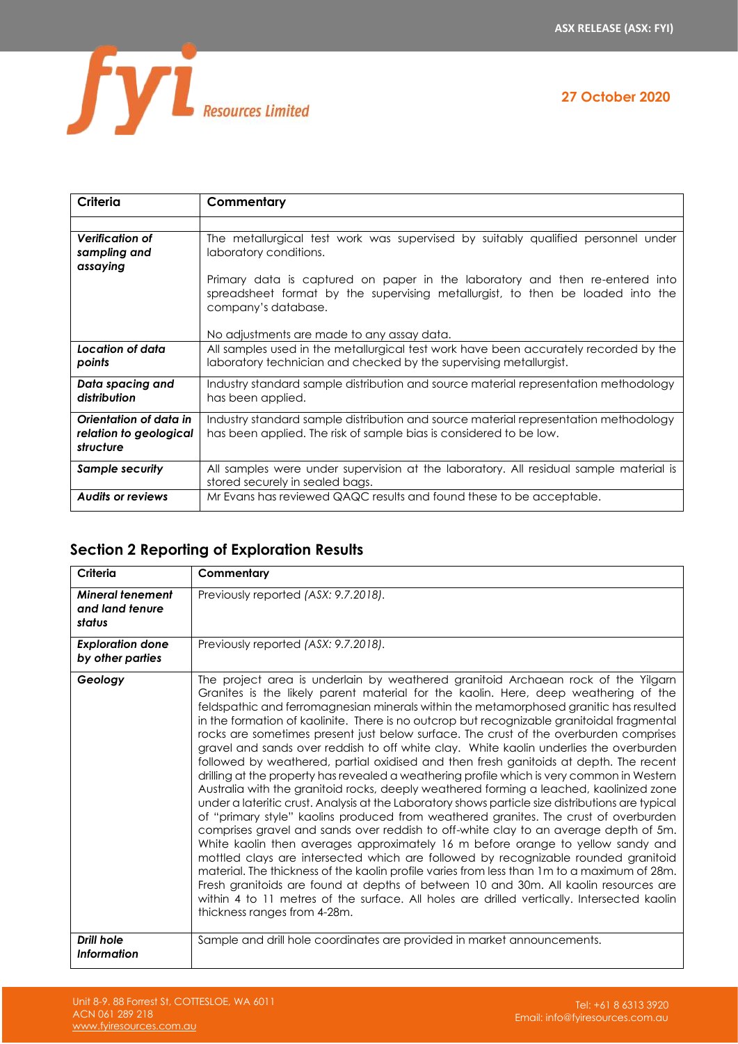| Criteria | Commentary |
| --- | --- |
| | |
| ***Verification of sampling and assaying*** | The metallurgical test work was supervised by suitably qualified personnel under laboratory conditions.<br><br>Primary data is captured on paper in the laboratory and then re-entered into spreadsheet format by the supervising metallurgist, to then be loaded into the company's database.<br><br>No adjustments are made to any assay data. |
| ***Location of data points*** | All samples used in the metallurgical test work have been accurately recorded by the laboratory technician and checked by the supervising metallurgist. |
| ***Data spacing and distribution*** | Industry standard sample distribution and source material representation methodology has been applied. |
| ***Orientation of data in relation to geological structure*** | Industry standard sample distribution and source material representation methodology has been applied. The risk of sample bias is considered to be low. |
| ***Sample security*** | All samples were under supervision at the laboratory. All residual sample material is stored securely in sealed bags. |
| ***Audits or reviews*** | Mr Evans has reviewed QAQC results and found these to be acceptable. |

## Section 2 Reporting of Exploration Results

| Criteria | Commentary |
| --- | --- |
| ***Mineral tenement and land tenure status*** | Previously reported *(ASX: 9.7.2018).* |
| ***Exploration done by other parties*** | Previously reported *(ASX: 9.7.2018).* |
| ***Geology*** | The project area is underlain by weathered granitoid Archaean rock of the Yilgarn Granites is the likely parent material for the kaolin. Here, deep weathering of the feldspathic and ferromagnesian minerals within the metamorphosed granitic has resulted in the formation of kaolinite. There is no outcrop but recognizable granitoidal fragmental rocks are sometimes present just below surface. The crust of the overburden comprises gravel and sands over reddish to off white clay. White kaolin underlies the overburden followed by weathered, partial oxidised and then fresh ganitoids at depth. The recent drilling at the property has revealed a weathering profile which is very common in Western Australia with the granitoid rocks, deeply weathered forming a leached, kaolinized zone under a lateritic crust. Analysis at the Laboratory shows particle size distributions are typical of "primary style" kaolins produced from weathered granites. The crust of overburden comprises gravel and sands over reddish to off-white clay to an average depth of 5m. White kaolin then averages approximately 16 m before orange to yellow sandy and mottled clays are intersected which are followed by recognizable rounded granitoid material. The thickness of the kaolin profile varies from less than 1m to a maximum of 28m. Fresh granitoids are found at depths of between 10 and 30m. All kaolin resources are within 4 to 11 metres of the surface. All holes are drilled vertically. Intersected kaolin thickness ranges from 4-28m. |
| ***Drill hole Information*** | Sample and drill hole coordinates are provided in market announcements. |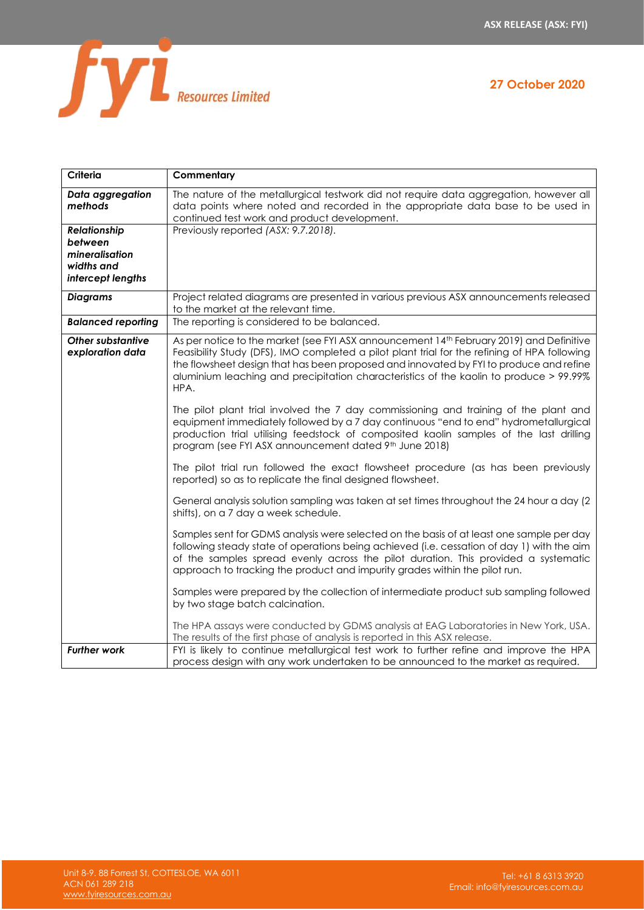| Criteria | Commentary |
|---|---|
| ***Data aggregation methods*** | The nature of the metallurgical testwork did not require data aggregation, however all data points where noted and recorded in the appropriate data base to be used in continued test work and product development. |
| ***Relationship between mineralisation widths and intercept lengths*** | Previously reported *(ASX: 9.7.2018).* |
| ***Diagrams*** | Project related diagrams are presented in various previous ASX announcements released to the market at the relevant time. |
| ***Balanced reporting*** | The reporting is considered to be balanced. |
| ***Other substantive exploration data*** | As per notice to the market (see FYI ASX announcement 14th February 2019) and Definitive Feasibility Study (DFS), IMO completed a pilot plant trial for the refining of HPA following the flowsheet design that has been proposed and innovated by FYI to produce and refine aluminium leaching and precipitation characteristics of the kaolin to produce > 99.99% HPA.<br><br>The pilot plant trial involved the 7 day commissioning and training of the plant and equipment immediately followed by a 7 day continuous "end to end" hydrometallurgical production trial utilising feedstock of composited kaolin samples of the last drilling program (see FYI ASX announcement dated 9th June 2018)<br><br>The pilot trial run followed the exact flowsheet procedure (as has been previously reported) so as to replicate the final designed flowsheet.<br><br>General analysis solution sampling was taken at set times throughout the 24 hour a day (2 shifts), on a 7 day a week schedule.<br><br>Samples sent for GDMS analysis were selected on the basis of at least one sample per day following steady state of operations being achieved (i.e. cessation of day 1) with the aim of the samples spread evenly across the pilot duration. This provided a systematic approach to tracking the product and impurity grades within the pilot run.<br><br>Samples were prepared by the collection of intermediate product sub sampling followed by two stage batch calcination.<br><br>The HPA assays were conducted by GDMS analysis at EAG Laboratories in New York, USA. The results of the first phase of analysis is reported in this ASX release. |
| ***Further work*** | FYI is likely to continue metallurgical test work to further refine and improve the HPA process design with any work undertaken to be announced to the market as required. |